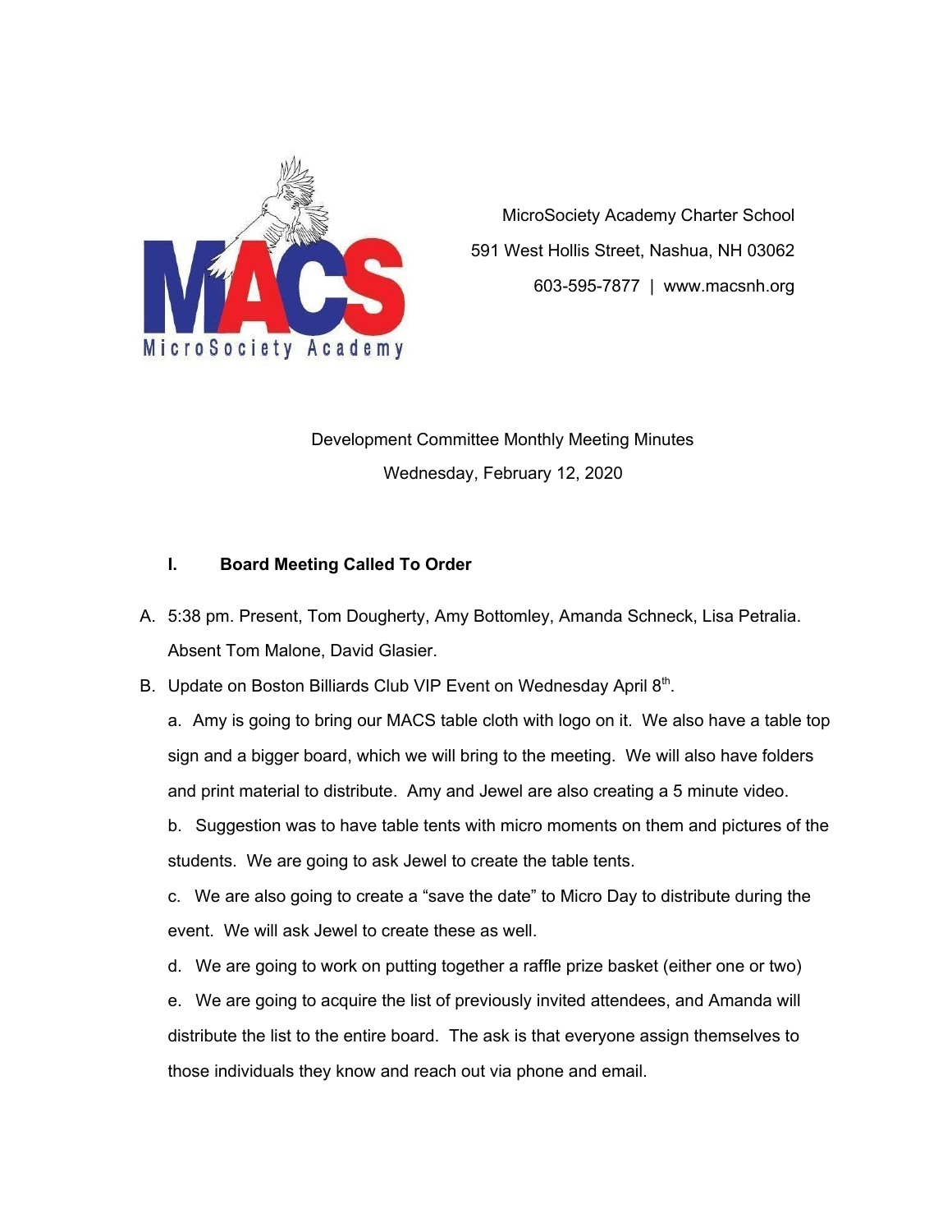MicroSociety Academy Charter School
591 West Hollis Street, Nashua, NH 03062
603-595-7877 | www.macsnh.org

Development Committee Monthly Meeting Minutes
Wednesday, February 12, 2020

## I. Board Meeting Called To Order

A. 5:38 pm. Present, Tom Dougherty, Amy Bottomley, Amanda Schneck, Lisa Petralia. Absent Tom Malone, David Glasier.

B. Update on Boston Billiards Club VIP Event on Wednesday April 8th.

   a. Amy is going to bring our MACS table cloth with logo on it. We also have a table top sign and a bigger board, which we will bring to the meeting. We will also have folders and print material to distribute. Amy and Jewel are also creating a 5 minute video.

   b. Suggestion was to have table tents with micro moments on them and pictures of the students. We are going to ask Jewel to create the table tents.

   c. We are also going to create a "save the date" to Micro Day to distribute during the event. We will ask Jewel to create these as well.

   d. We are going to work on putting together a raffle prize basket (either one or two)

   e. We are going to acquire the list of previously invited attendees, and Amanda will distribute the list to the entire board. The ask is that everyone assign themselves to those individuals they know and reach out via phone and email.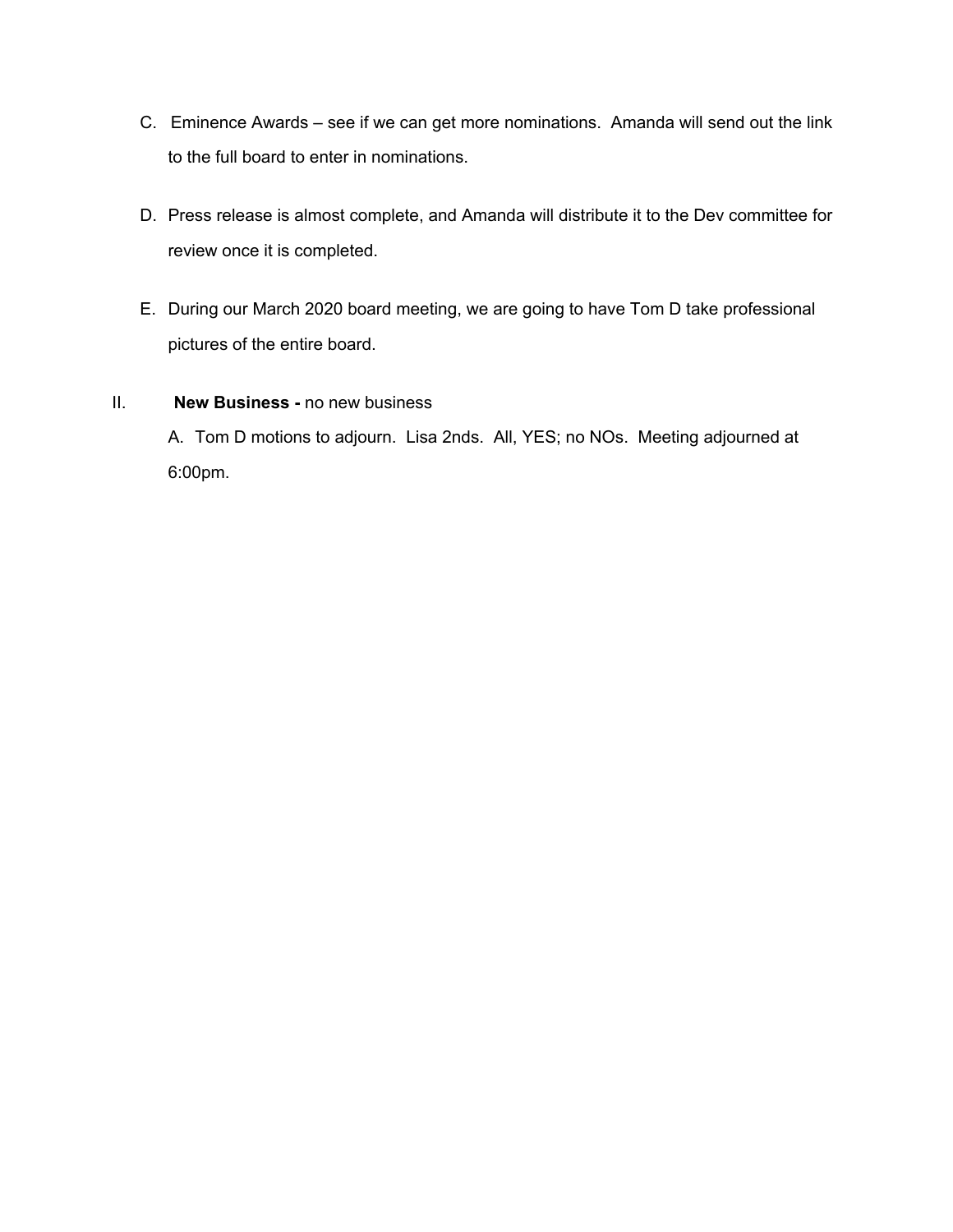C. Eminence Awards – see if we can get more nominations. Amanda will send out the link to the full board to enter in nominations.

D. Press release is almost complete, and Amanda will distribute it to the Dev committee for review once it is completed.

E. During our March 2020 board meeting, we are going to have Tom D take professional pictures of the entire board.

II. **New Business -** no new business

A. Tom D motions to adjourn. Lisa 2nds. All, YES; no NOs. Meeting adjourned at 6:00pm.